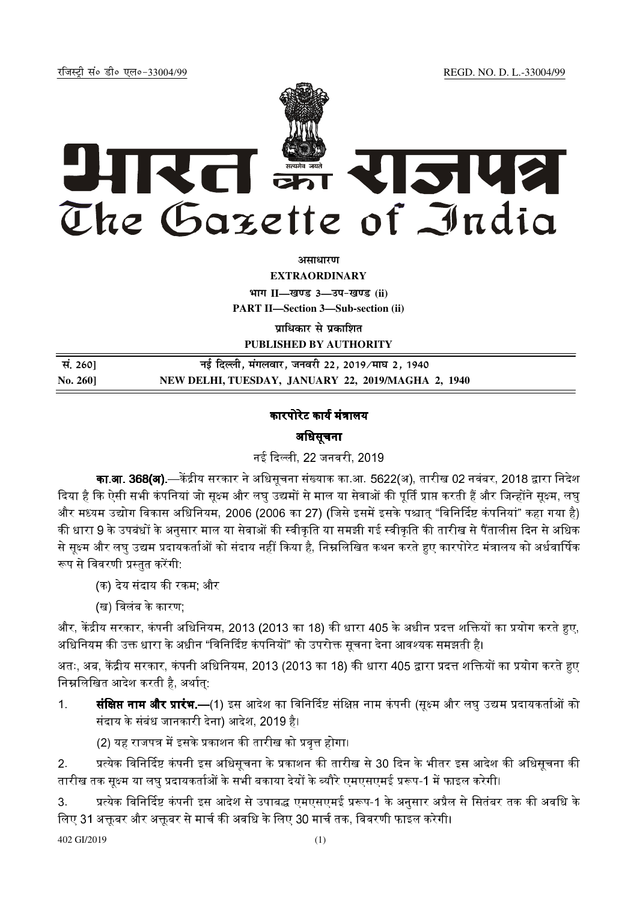रजिस्ट्री सं० डी० एल०-33004/99 REGD. NO. D. L.-33004/99

# भारत का राजपत्र
# The Gazette of India

**असाधारण**

**EXTRAORDINARY**

**भाग II—खण्ड 3—उप-खण्ड (ii)**

**PART II—Section 3—Sub-section (ii)**

**प्राधिकार से प्रकाशित**

**PUBLISHED BY AUTHORITY**

| सं. 260] | नई दिल्ली, मंगलवार, जनवरी 22, 2019/माघ 2, 1940 |
|---|---|
| **No. 260]** | **NEW DELHI, TUESDAY, JANUARY 22, 2019/MAGHA 2, 1940** |

## कारपोरेट कार्य मंत्रालय

## अधिसूचना

नई दिल्ली, 22 जनवरी, 2019

**का.आ. 368(अ).**—केंद्रीय सरकार ने अधिसूचना संख्याक का.आ. 5622(अ), तारीख 02 नवंबर, 2018 द्वारा निदेश दिया है कि ऐसी सभी कंपनियां जो सूक्ष्म और लघु उद्यमों से माल या सेवाओं की पूर्ति प्राप्त करती हैं और जिन्होंने सूक्ष्म, लघु और मध्यम उद्योग विकास अधिनियम, 2006 (2006 का 27) (जिसे इसमें इसके पश्चात् "विनिर्दिष्ट कंपनियां" कहा गया है) की धारा 9 के उपबंधों के अनुसार माल या सेवाओं की स्वीकृति या समझी गई स्वीकृति की तारीख से पैंतालीस दिन से अधिक से सूक्ष्म और लघु उद्यम प्रदायकर्ताओं को संदाय नहीं किया है, निम्नलिखित कथन करते हुए कारपोरेट मंत्रालय को अर्धवार्षिक रूप से विवरणी प्रस्तुत करेंगी:

(क) देय संदाय की रकम; और

(ख) विलंब के कारण;

और, केंद्रीय सरकार, कंपनी अधिनियम, 2013 (2013 का 18) की धारा 405 के अधीन प्रदत्त शक्तियों का प्रयोग करते हुए, अधिनियम की उक्त धारा के अधीन "विनिर्दिष्ट कंपनियों" को उपरोक्त सूचना देना आवश्यक समझती है।

अतः, अब, केंद्रीय सरकार, कंपनी अधिनियम, 2013 (2013 का 18) की धारा 405 द्वारा प्रदत्त शक्तियों का प्रयोग करते हुए निम्नलिखित आदेश करती है, अर्थात्:

1. **संक्षिप्त नाम और प्रारंभ.**—(1) इस आदेश का विनिर्दिष्ट संक्षिप्त नाम कंपनी (सूक्ष्म और लघु उद्यम प्रदायकर्ताओं को संदाय के संबंध जानकारी देना) आदेश, 2019 है।

   (2) यह राजपत्र में इसके प्रकाशन की तारीख को प्रवृत्त होगा।

2. प्रत्येक विनिर्दिष्ट कंपनी इस अधिसूचना के प्रकाशन की तारीख से 30 दिन के भीतर इस आदेश की अधिसूचना की तारीख तक सूक्ष्म या लघु प्रदायकर्ताओं के सभी बकाया देयों के ब्यौरे एमएसएमई प्ररूप-1 में फाइल करेगी।

3. प्रत्येक विनिर्दिष्ट कंपनी इस आदेश से उपाबद्ध एमएसएमई प्ररूप-1 के अनुसार अप्रैल से सितंबर तक की अवधि के लिए 31 अक्तूबर और अक्तूबर से मार्च की अवधि के लिए 30 मार्च तक, विवरणी फाइल करेगी।

402 GI/2019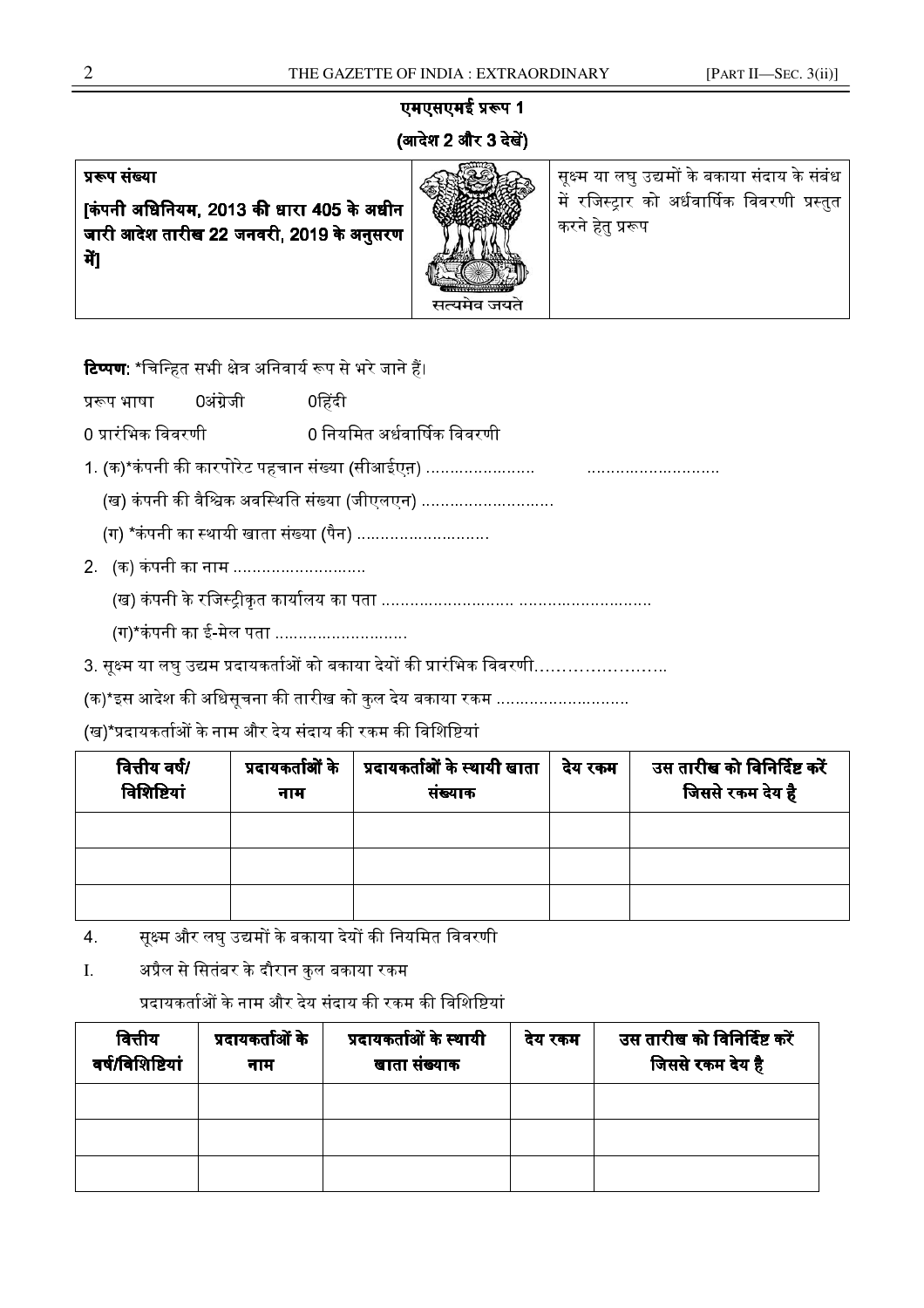## एमएसएमई प्ररूप 1

**(आदेश 2 और 3 देखें)**

| **प्ररूप संख्या** **[कंपनी अधिनियम, 2013 की धारा 405 के अधीन जारी आदेश तारीख 22 जनवरी, 2019 के अनुसरण में]** | सत्यमेव जयते | सूक्ष्म या लघु उद्यमों के बकाया संदाय के संबंध में रजिस्ट्रार को अर्धवार्षिक विवरणी प्रस्तुत करने हेतु प्ररूप |
|---|---|---|

**टिप्पण**: *चिन्हित सभी क्षेत्र अनिवार्य रूप से भरे जाने हैं।

प्ररूप भाषा 0अंग्रेजी 0हिंदी

0 प्रारंभिक विवरणी 0 नियमित अर्धवार्षिक विवरणी

1. (क)*कंपनी की कारपोरेट पहचान संख्या (सीआईएन) ………………… ………………………

   (ख) कंपनी की वैश्विक अवस्थिति संख्या (जीएलएन) ………………………

   (ग) *कंपनी का स्थायी खाता संख्या (पैन) ………………………

2. (क) कंपनी का नाम ………………………

   (ख) कंपनी के रजिस्ट्रीकृत कार्यालय का पता ……………………… ………………………

   (ग)*कंपनी का ई-मेल पता ………………………

3. सूक्ष्म या लघु उद्यम प्रदायकर्ताओं को बकाया देयों की प्रारंभिक विवरणी……………………..

(क)*इस आदेश की अधिसूचना की तारीख को कुल देय बकाया रकम ………………………

(ख)*प्रदायकर्ताओं के नाम और देय संदाय की रकम की विशिष्टियां

| वित्तीय वर्ष/ विशिष्टियां | प्रदायकर्ताओं के नाम | प्रदायकर्ताओं के स्थायी खाता संख्याक | देय रकम | उस तारीख को विनिर्दिष्ट करें जिससे रकम देय है |
|---|---|---|---|---|
| | | | | |
| | | | | |
| | | | | |

4. सूक्ष्म और लघु उद्यमों के बकाया देयों की नियमित विवरणी

I. अप्रैल से सितंबर के दौरान कुल बकाया रकम

   प्रदायकर्ताओं के नाम और देय संदाय की रकम की विशिष्टियां

| वित्तीय वर्ष/विशिष्टियां | प्रदायकर्ताओं के नाम | प्रदायकर्ताओं के स्थायी खाता संख्याक | देय रकम | उस तारीख को विनिर्दिष्ट करें जिससे रकम देय है |
|---|---|---|---|---|
| | | | | |
| | | | | |
| | | | | |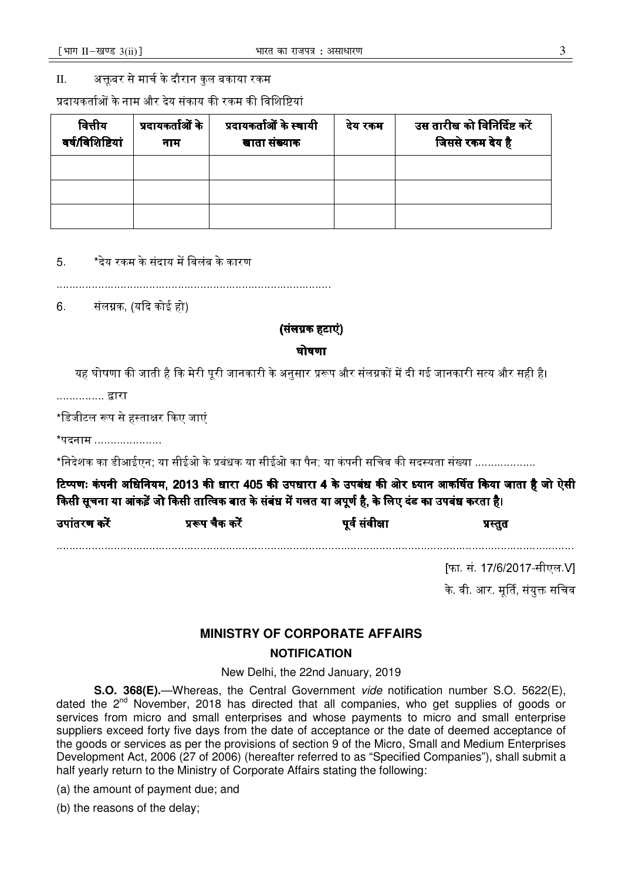II. अक्तूबर से मार्च के दौरान कुल बकाया रकम

प्रदायकर्ताओं के नाम और देय संकाय की रकम की विशिष्टियां

| वित्तीय वर्ष/विशिष्टियां | प्रदायकर्ताओं के नाम | प्रदायकर्ताओं के स्थायी खाता संख्याक | देय रकम | उस तारीख को विनिर्दिष्ट करें जिससे रकम देय है |
|---|---|---|---|---|
| | | | | |
| | | | | |
| | | | | |

5. *देय रकम के संदाय में विलंब के कारण

....................................................................................

6. संलग्नक, (यदि कोई हो)

**(संलग्नक हटाएं)**

**घोषणा**

यह घोषणा की जाती है कि मेरी पूरी जानकारी के अनुसार प्ररूप और संलग्नकों में दी गई जानकारी सत्य और सही है।

............... द्वारा

*डिजीटल रूप से हस्ताक्षर किए जाएं

*पदनाम .....................

*निदेशक का डीआईएन; या सीईओ के प्रबंधक या सीईओ का पैन; या कंपनी सचिव की सदस्यता संख्या ...................

**टिप्पणः कंपनी अधिनियम, 2013 की धारा 405 की उपधारा 4 के उपबंध की ओर ध्यान आकर्षित किया जाता है जो ऐसी किसी सूचना या आंकड़ें जो किसी तात्विक बात के संबंध में गलत या अपूर्ण है, के लिए दंड का उपबंध करता है।**

**उपांतरण करें** **प्ररूप चैक करें** **पूर्व संवीक्षा** **प्रस्तुत**

....................................................................................................................................................

[फा. सं. 17/6/2017-सीएल.V]

के. वी. आर. मूर्ति, संयुक्त सचिव

## MINISTRY OF CORPORATE AFFAIRS

### NOTIFICATION

New Delhi, the 22nd January, 2019

**S.O. 368(E).**—Whereas, the Central Government *vide* notification number S.O. 5622(E), dated the 2nd November, 2018 has directed that all companies, who get supplies of goods or services from micro and small enterprises and whose payments to micro and small enterprise suppliers exceed forty five days from the date of acceptance or the date of deemed acceptance of the goods or services as per the provisions of section 9 of the Micro, Small and Medium Enterprises Development Act, 2006 (27 of 2006) (hereafter referred to as "Specified Companies"), shall submit a half yearly return to the Ministry of Corporate Affairs stating the following:

(a) the amount of payment due; and

(b) the reasons of the delay;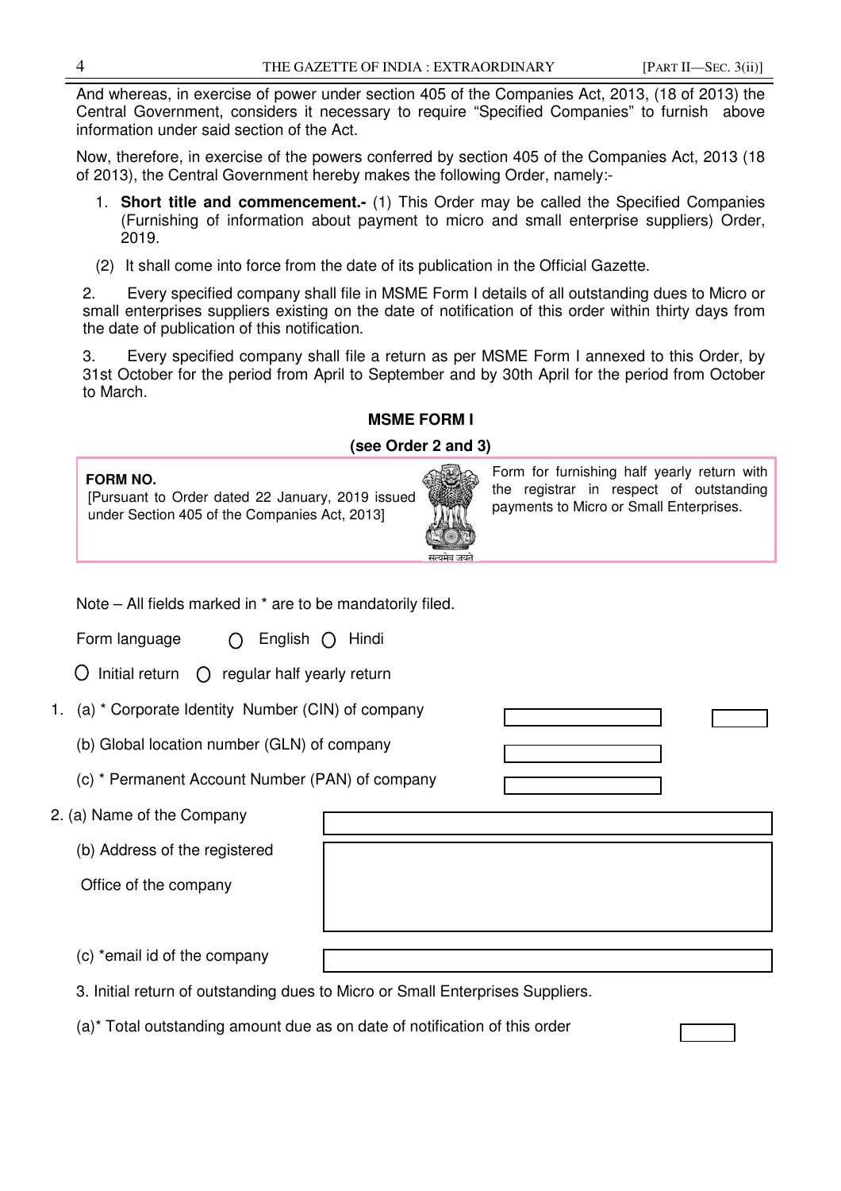And whereas, in exercise of power under section 405 of the Companies Act, 2013, (18 of 2013) the Central Government, considers it necessary to require "Specified Companies" to furnish above information under said section of the Act.

Now, therefore, in exercise of the powers conferred by section 405 of the Companies Act, 2013 (18 of 2013), the Central Government hereby makes the following Order, namely:-

1. **Short title and commencement.-** (1) This Order may be called the Specified Companies (Furnishing of information about payment to micro and small enterprise suppliers) Order, 2019.

   (2) It shall come into force from the date of its publication in the Official Gazette.

2. Every specified company shall file in MSME Form I details of all outstanding dues to Micro or small enterprises suppliers existing on the date of notification of this order within thirty days from the date of publication of this notification.

3. Every specified company shall file a return as per MSME Form I annexed to this Order, by 31st October for the period from April to September and by 30th April for the period from October to March.

**MSME FORM I**

**(see Order 2 and 3)**

| | |
|---|---|
| **FORM NO.** [Pursuant to Order dated 22 January, 2019 issued under Section 405 of the Companies Act, 2013] | Form for furnishing half yearly return with the registrar in respect of outstanding payments to Micro or Small Enterprises. |

Note – All fields marked in * are to be mandatorily filed.

Form language ○ English ○ Hindi

○ Initial return ○ regular half yearly return

1. (a) * Corporate Identity Number (CIN) of company

   (b) Global location number (GLN) of company

   (c) * Permanent Account Number (PAN) of company

2. (a) Name of the Company

   (b) Address of the registered Office of the company

   (c) *email id of the company

3. Initial return of outstanding dues to Micro or Small Enterprises Suppliers.

   (a)* Total outstanding amount due as on date of notification of this order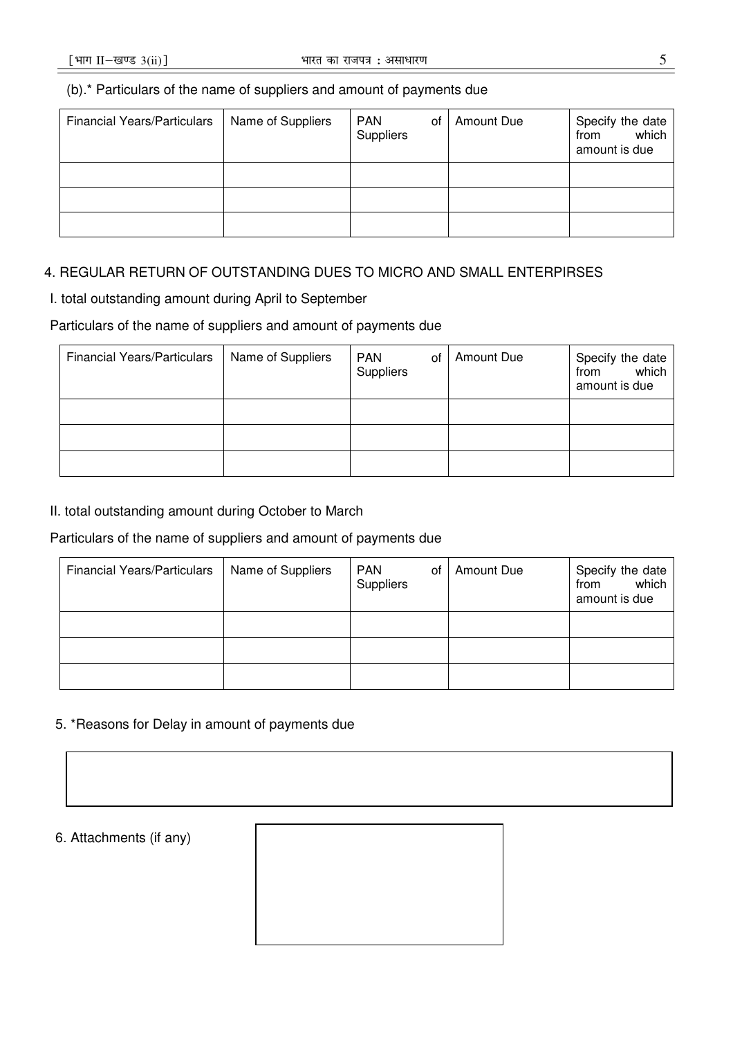(b).* Particulars of the name of suppliers and amount of payments due

| Financial Years/Particulars | Name of Suppliers | PAN of Suppliers | Amount Due | Specify the date from which amount is due |
|---|---|---|---|---|
| | | | | |
| | | | | |
| | | | | |

4. REGULAR RETURN OF OUTSTANDING DUES TO MICRO AND SMALL ENTERPIRSES

I. total outstanding amount during April to September

Particulars of the name of suppliers and amount of payments due

| Financial Years/Particulars | Name of Suppliers | PAN of Suppliers | Amount Due | Specify the date from which amount is due |
|---|---|---|---|---|
| | | | | |
| | | | | |
| | | | | |

II. total outstanding amount during October to March

Particulars of the name of suppliers and amount of payments due

| Financial Years/Particulars | Name of Suppliers | PAN of Suppliers | Amount Due | Specify the date from which amount is due |
|---|---|---|---|---|
| | | | | |
| | | | | |
| | | | | |

5. *Reasons for Delay in amount of payments due

6. Attachments (if any)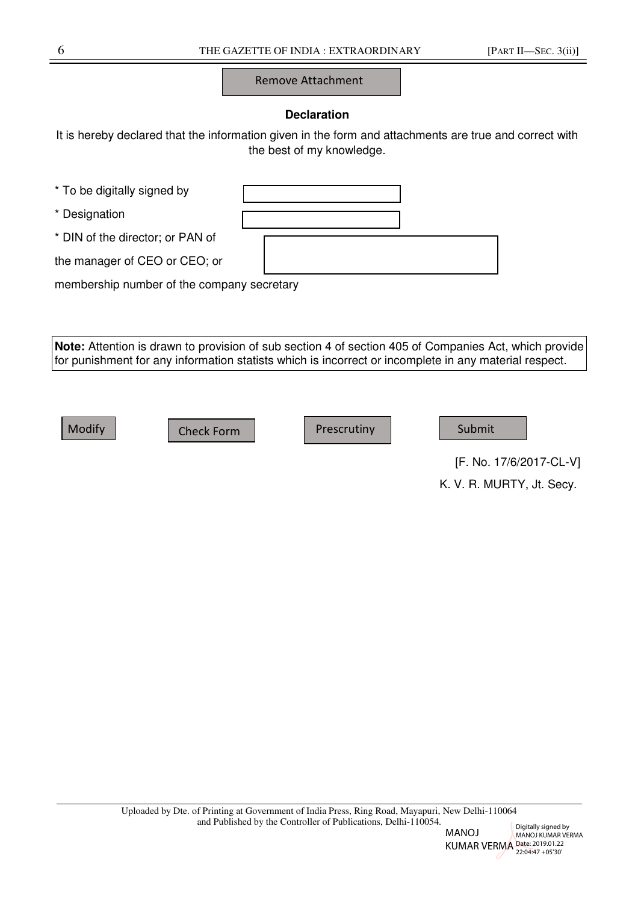Remove Attachment

**Declaration**

It is hereby declared that the information given in the form and attachments are true and correct with the best of my knowledge.

* To be digitally signed by

* Designation

* DIN of the director; or PAN of the manager of CEO or CEO; or membership number of the company secretary

**Note:** Attention is drawn to provision of sub section 4 of section 405 of Companies Act, which provide for punishment for any information statists which is incorrect or incomplete in any material respect.

Modify | Check Form | Prescrutiny | Submit

[F. No. 17/6/2017-CL-V]

K. V. R. MURTY, Jt. Secy.

Uploaded by Dte. of Printing at Government of India Press, Ring Road, Mayapuri, New Delhi-110064 and Published by the Controller of Publications, Delhi-110054.

MANOJ KUMAR VERMA Digitally signed by MANOJ KUMAR VERMA Date: 2019.01.22 22:04:47 +05'30'